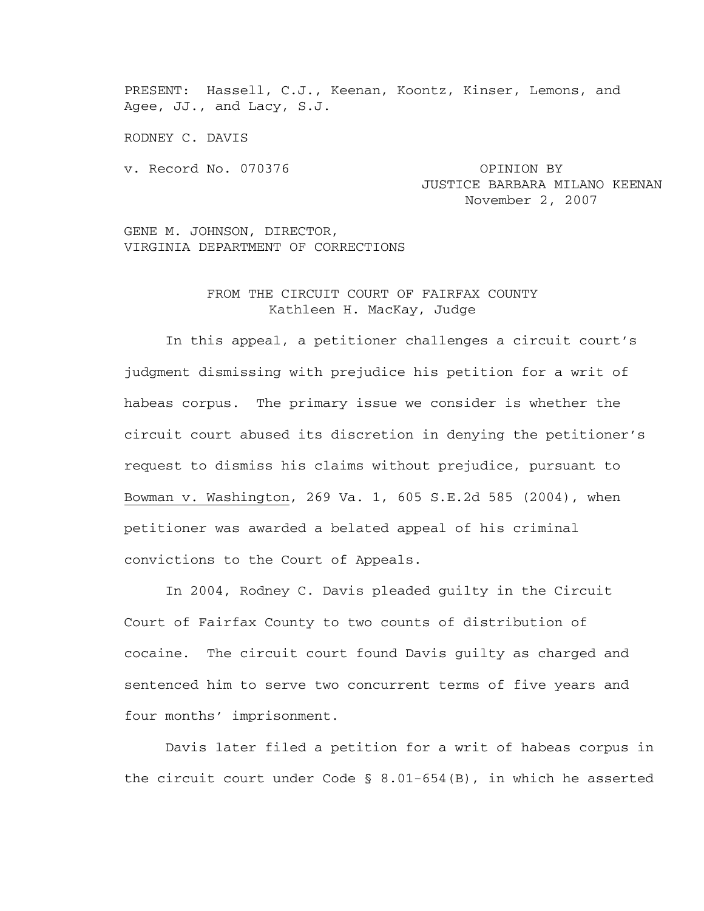PRESENT: Hassell, C.J., Keenan, Koontz, Kinser, Lemons, and Agee, JJ., and Lacy, S.J.

RODNEY C. DAVIS

v. Record No. 070376

OPINION BY JUSTICE BARBARA MILANO KEENAN
November 2, 2007

GENE M. JOHNSON, DIRECTOR, VIRGINIA DEPARTMENT OF CORRECTIONS

FROM THE CIRCUIT COURT OF FAIRFAX COUNTY
Kathleen H. MacKay, Judge

In this appeal, a petitioner challenges a circuit court's judgment dismissing with prejudice his petition for a writ of habeas corpus. The primary issue we consider is whether the circuit court abused its discretion in denying the petitioner's request to dismiss his claims without prejudice, pursuant to Bowman v. Washington, 269 Va. 1, 605 S.E.2d 585 (2004), when petitioner was awarded a belated appeal of his criminal convictions to the Court of Appeals.

In 2004, Rodney C. Davis pleaded guilty in the Circuit Court of Fairfax County to two counts of distribution of cocaine. The circuit court found Davis guilty as charged and sentenced him to serve two concurrent terms of five years and four months' imprisonment.

Davis later filed a petition for a writ of habeas corpus in the circuit court under Code § 8.01-654(B), in which he asserted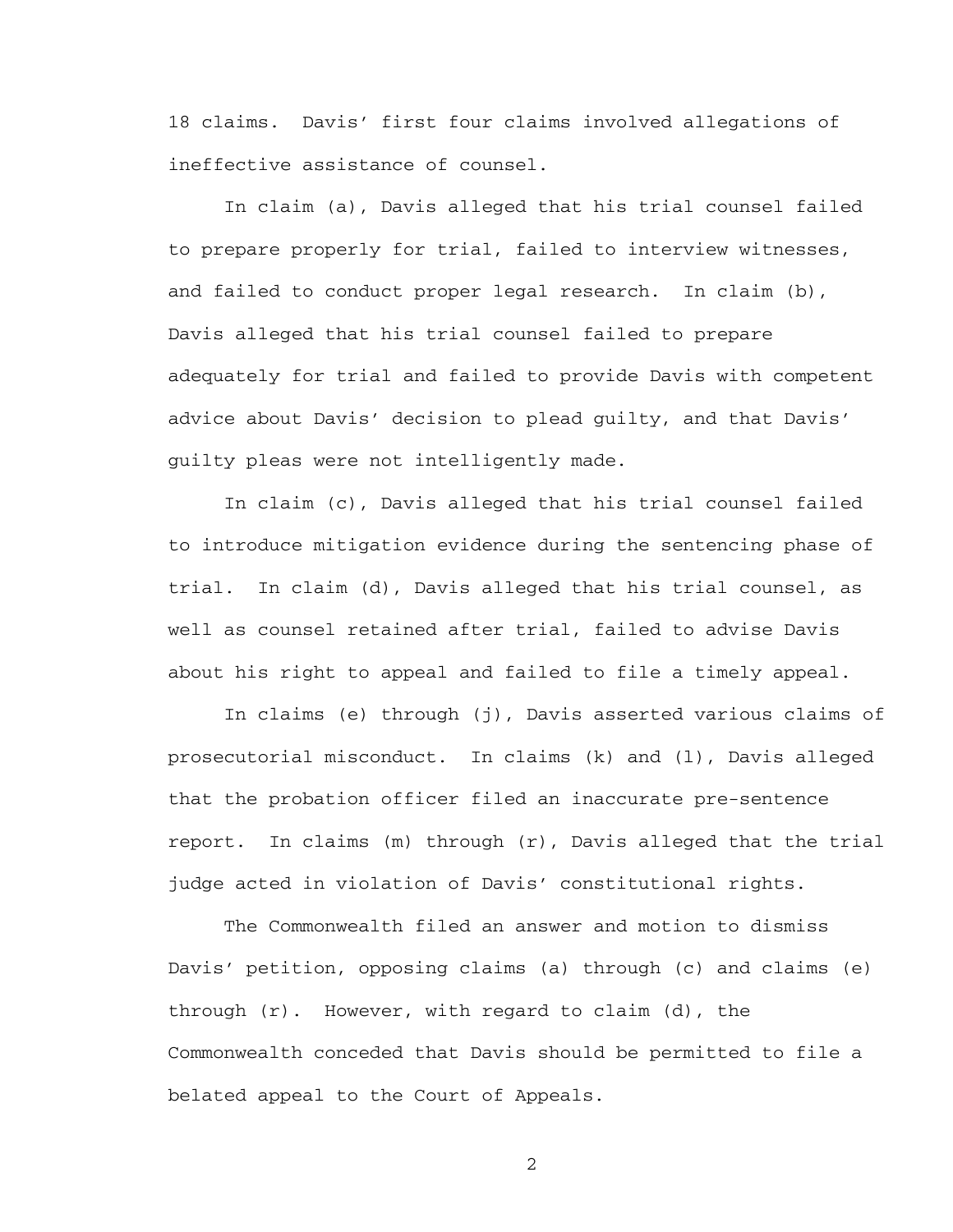18 claims. Davis' first four claims involved allegations of ineffective assistance of counsel.

In claim (a), Davis alleged that his trial counsel failed to prepare properly for trial, failed to interview witnesses, and failed to conduct proper legal research. In claim (b), Davis alleged that his trial counsel failed to prepare adequately for trial and failed to provide Davis with competent advice about Davis' decision to plead guilty, and that Davis' guilty pleas were not intelligently made.

In claim (c), Davis alleged that his trial counsel failed to introduce mitigation evidence during the sentencing phase of trial. In claim (d), Davis alleged that his trial counsel, as well as counsel retained after trial, failed to advise Davis about his right to appeal and failed to file a timely appeal.

In claims (e) through (j), Davis asserted various claims of prosecutorial misconduct. In claims (k) and (l), Davis alleged that the probation officer filed an inaccurate pre-sentence report. In claims (m) through (r), Davis alleged that the trial judge acted in violation of Davis' constitutional rights.

The Commonwealth filed an answer and motion to dismiss Davis' petition, opposing claims (a) through (c) and claims (e) through (r). However, with regard to claim (d), the Commonwealth conceded that Davis should be permitted to file a belated appeal to the Court of Appeals.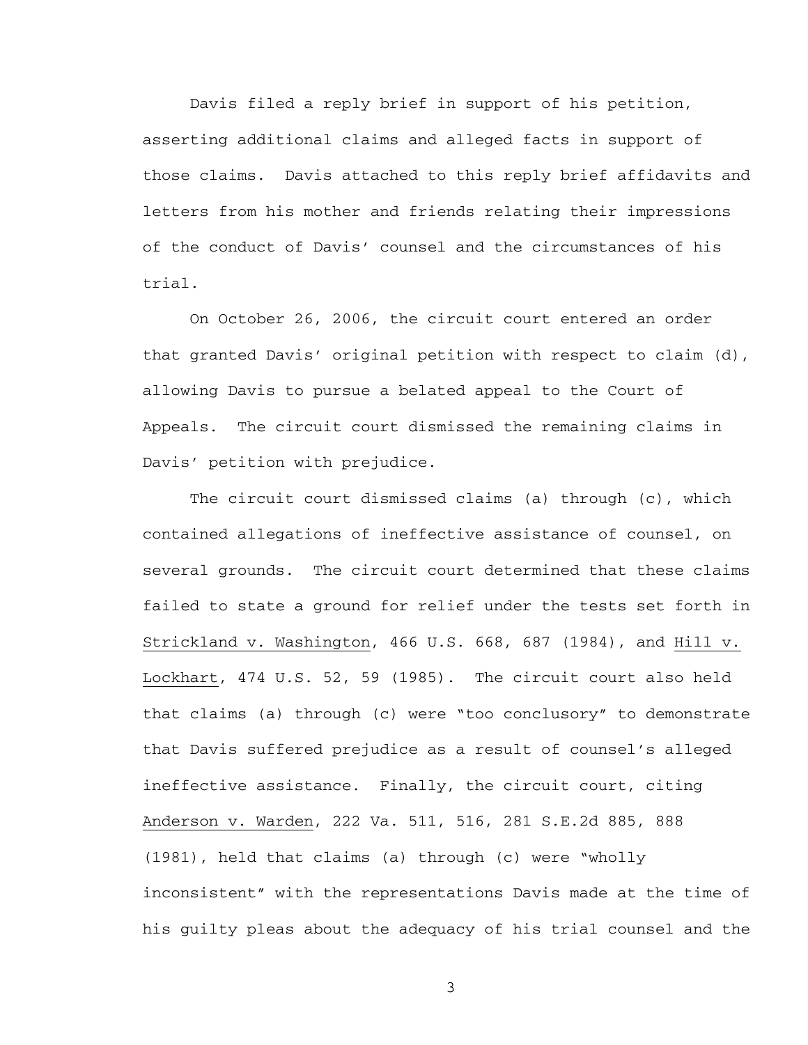Davis filed a reply brief in support of his petition, asserting additional claims and alleged facts in support of those claims. Davis attached to this reply brief affidavits and letters from his mother and friends relating their impressions of the conduct of Davis' counsel and the circumstances of his trial.

On October 26, 2006, the circuit court entered an order that granted Davis' original petition with respect to claim (d), allowing Davis to pursue a belated appeal to the Court of Appeals. The circuit court dismissed the remaining claims in Davis' petition with prejudice.

The circuit court dismissed claims (a) through (c), which contained allegations of ineffective assistance of counsel, on several grounds. The circuit court determined that these claims failed to state a ground for relief under the tests set forth in Strickland v. Washington, 466 U.S. 668, 687 (1984), and Hill v. Lockhart, 474 U.S. 52, 59 (1985). The circuit court also held that claims (a) through (c) were "too conclusory" to demonstrate that Davis suffered prejudice as a result of counsel's alleged ineffective assistance. Finally, the circuit court, citing Anderson v. Warden, 222 Va. 511, 516, 281 S.E.2d 885, 888 (1981), held that claims (a) through (c) were "wholly inconsistent" with the representations Davis made at the time of his guilty pleas about the adequacy of his trial counsel and the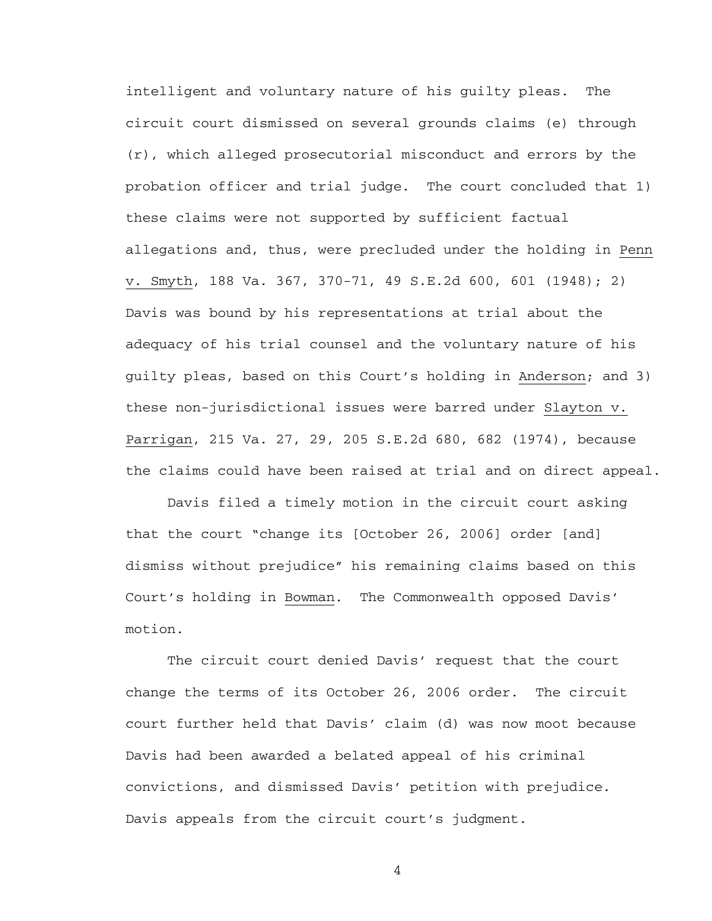intelligent and voluntary nature of his guilty pleas. The circuit court dismissed on several grounds claims (e) through (r), which alleged prosecutorial misconduct and errors by the probation officer and trial judge. The court concluded that 1) these claims were not supported by sufficient factual allegations and, thus, were precluded under the holding in Penn v. Smyth, 188 Va. 367, 370-71, 49 S.E.2d 600, 601 (1948); 2) Davis was bound by his representations at trial about the adequacy of his trial counsel and the voluntary nature of his guilty pleas, based on this Court's holding in Anderson; and 3) these non-jurisdictional issues were barred under Slayton v. Parrigan, 215 Va. 27, 29, 205 S.E.2d 680, 682 (1974), because the claims could have been raised at trial and on direct appeal.

Davis filed a timely motion in the circuit court asking that the court "change its [October 26, 2006] order [and] dismiss without prejudice" his remaining claims based on this Court's holding in Bowman. The Commonwealth opposed Davis' motion.

The circuit court denied Davis' request that the court change the terms of its October 26, 2006 order. The circuit court further held that Davis' claim (d) was now moot because Davis had been awarded a belated appeal of his criminal convictions, and dismissed Davis' petition with prejudice. Davis appeals from the circuit court's judgment.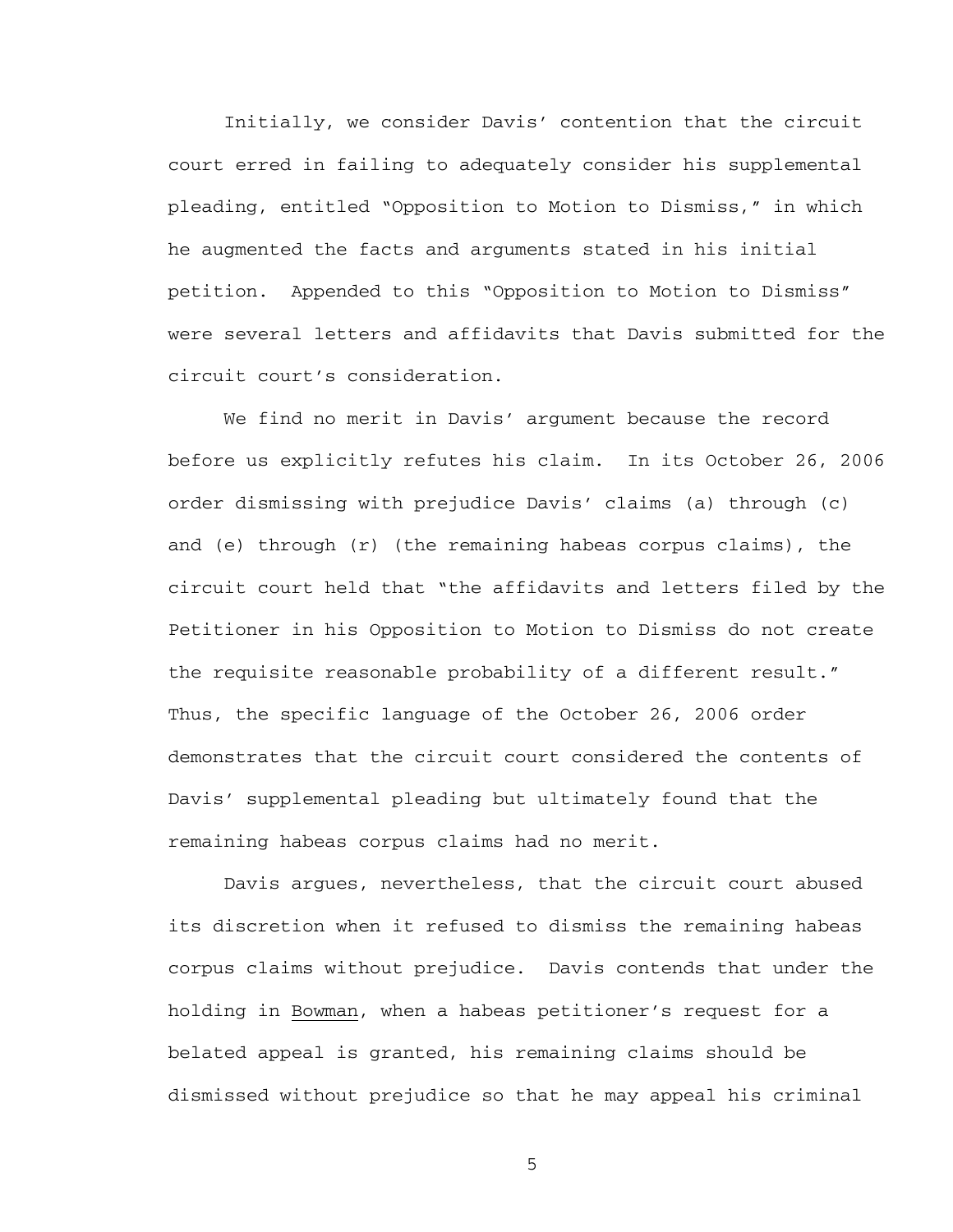Initially, we consider Davis' contention that the circuit court erred in failing to adequately consider his supplemental pleading, entitled "Opposition to Motion to Dismiss," in which he augmented the facts and arguments stated in his initial petition. Appended to this "Opposition to Motion to Dismiss" were several letters and affidavits that Davis submitted for the circuit court's consideration.

We find no merit in Davis' argument because the record before us explicitly refutes his claim. In its October 26, 2006 order dismissing with prejudice Davis' claims (a) through (c) and (e) through (r) (the remaining habeas corpus claims), the circuit court held that "the affidavits and letters filed by the Petitioner in his Opposition to Motion to Dismiss do not create the requisite reasonable probability of a different result." Thus, the specific language of the October 26, 2006 order demonstrates that the circuit court considered the contents of Davis' supplemental pleading but ultimately found that the remaining habeas corpus claims had no merit.

Davis argues, nevertheless, that the circuit court abused its discretion when it refused to dismiss the remaining habeas corpus claims without prejudice. Davis contends that under the holding in Bowman, when a habeas petitioner's request for a belated appeal is granted, his remaining claims should be dismissed without prejudice so that he may appeal his criminal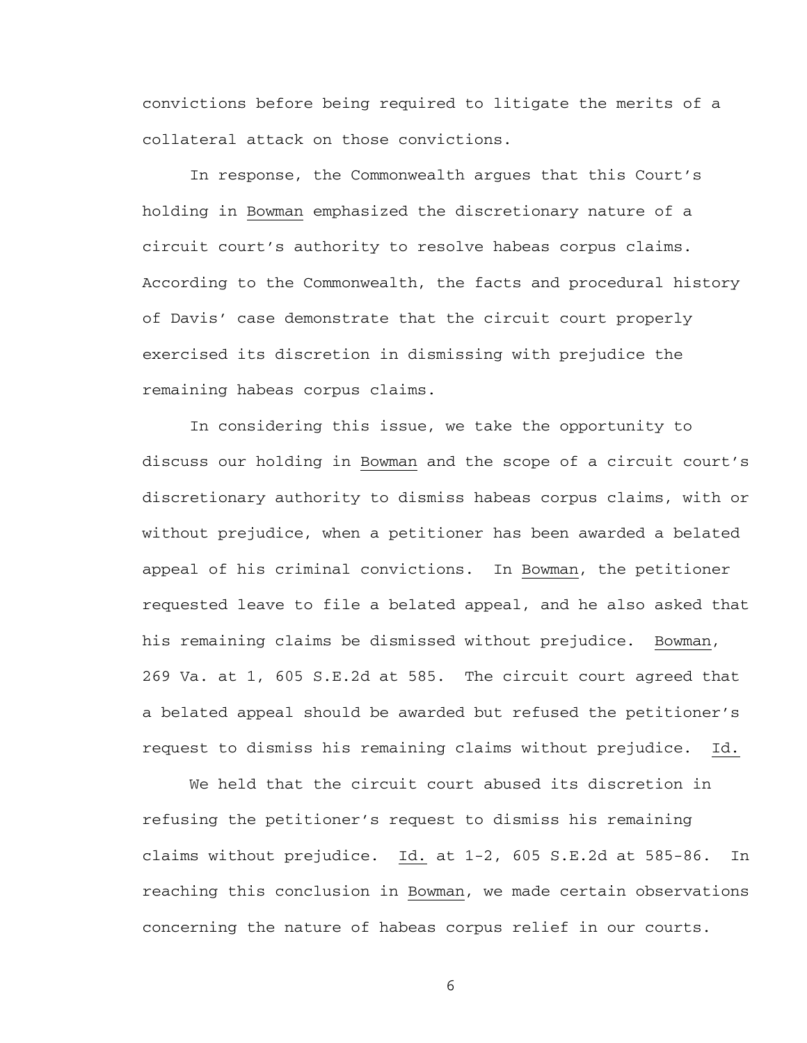convictions before being required to litigate the merits of a collateral attack on those convictions.

In response, the Commonwealth argues that this Court's holding in Bowman emphasized the discretionary nature of a circuit court's authority to resolve habeas corpus claims. According to the Commonwealth, the facts and procedural history of Davis' case demonstrate that the circuit court properly exercised its discretion in dismissing with prejudice the remaining habeas corpus claims.

In considering this issue, we take the opportunity to discuss our holding in Bowman and the scope of a circuit court's discretionary authority to dismiss habeas corpus claims, with or without prejudice, when a petitioner has been awarded a belated appeal of his criminal convictions. In Bowman, the petitioner requested leave to file a belated appeal, and he also asked that his remaining claims be dismissed without prejudice. Bowman, 269 Va. at 1, 605 S.E.2d at 585. The circuit court agreed that a belated appeal should be awarded but refused the petitioner's request to dismiss his remaining claims without prejudice. Id.

We held that the circuit court abused its discretion in refusing the petitioner's request to dismiss his remaining claims without prejudice. Id. at 1-2, 605 S.E.2d at 585-86. In reaching this conclusion in Bowman, we made certain observations concerning the nature of habeas corpus relief in our courts.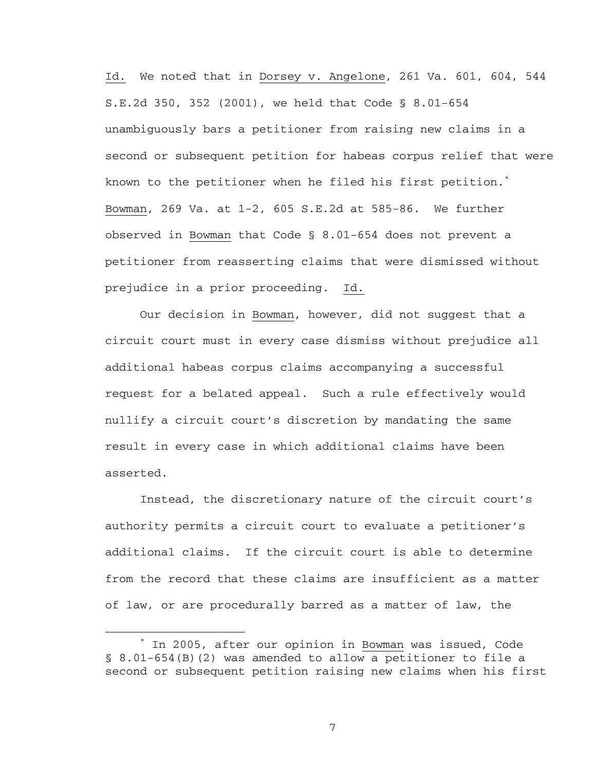Id. We noted that in Dorsey v. Angelone, 261 Va. 601, 604, 544 S.E.2d 350, 352 (2001), we held that Code § 8.01-654 unambiguously bars a petitioner from raising new claims in a second or subsequent petition for habeas corpus relief that were known to the petitioner when he filed his first petition.[*] Bowman, 269 Va. at 1-2, 605 S.E.2d at 585-86. We further observed in Bowman that Code § 8.01-654 does not prevent a petitioner from reasserting claims that were dismissed without prejudice in a prior proceeding. Id.

Our decision in Bowman, however, did not suggest that a circuit court must in every case dismiss without prejudice all additional habeas corpus claims accompanying a successful request for a belated appeal. Such a rule effectively would nullify a circuit court's discretion by mandating the same result in every case in which additional claims have been asserted.

Instead, the discretionary nature of the circuit court's authority permits a circuit court to evaluate a petitioner's additional claims. If the circuit court is able to determine from the record that these claims are insufficient as a matter of law, or are procedurally barred as a matter of law, the

---

[*] In 2005, after our opinion in Bowman was issued, Code § 8.01-654(B)(2) was amended to allow a petitioner to file a second or subsequent petition raising new claims when his first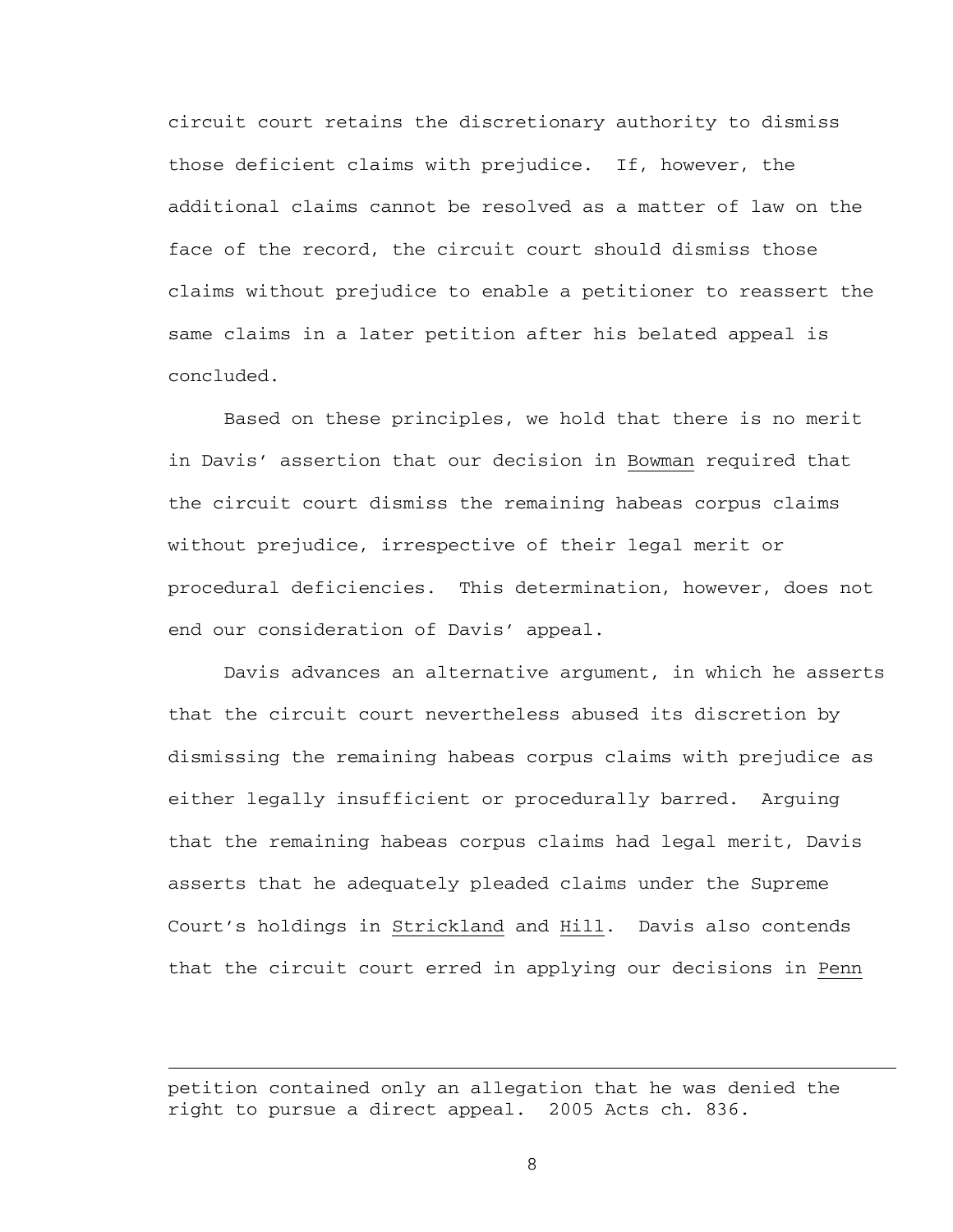circuit court retains the discretionary authority to dismiss those deficient claims with prejudice. If, however, the additional claims cannot be resolved as a matter of law on the face of the record, the circuit court should dismiss those claims without prejudice to enable a petitioner to reassert the same claims in a later petition after his belated appeal is concluded.

Based on these principles, we hold that there is no merit in Davis' assertion that our decision in Bowman required that the circuit court dismiss the remaining habeas corpus claims without prejudice, irrespective of their legal merit or procedural deficiencies. This determination, however, does not end our consideration of Davis' appeal.

Davis advances an alternative argument, in which he asserts that the circuit court nevertheless abused its discretion by dismissing the remaining habeas corpus claims with prejudice as either legally insufficient or procedurally barred. Arguing that the remaining habeas corpus claims had legal merit, Davis asserts that he adequately pleaded claims under the Supreme Court's holdings in Strickland and Hill. Davis also contends that the circuit court erred in applying our decisions in Penn

---

petition contained only an allegation that he was denied the right to pursue a direct appeal. 2005 Acts ch. 836.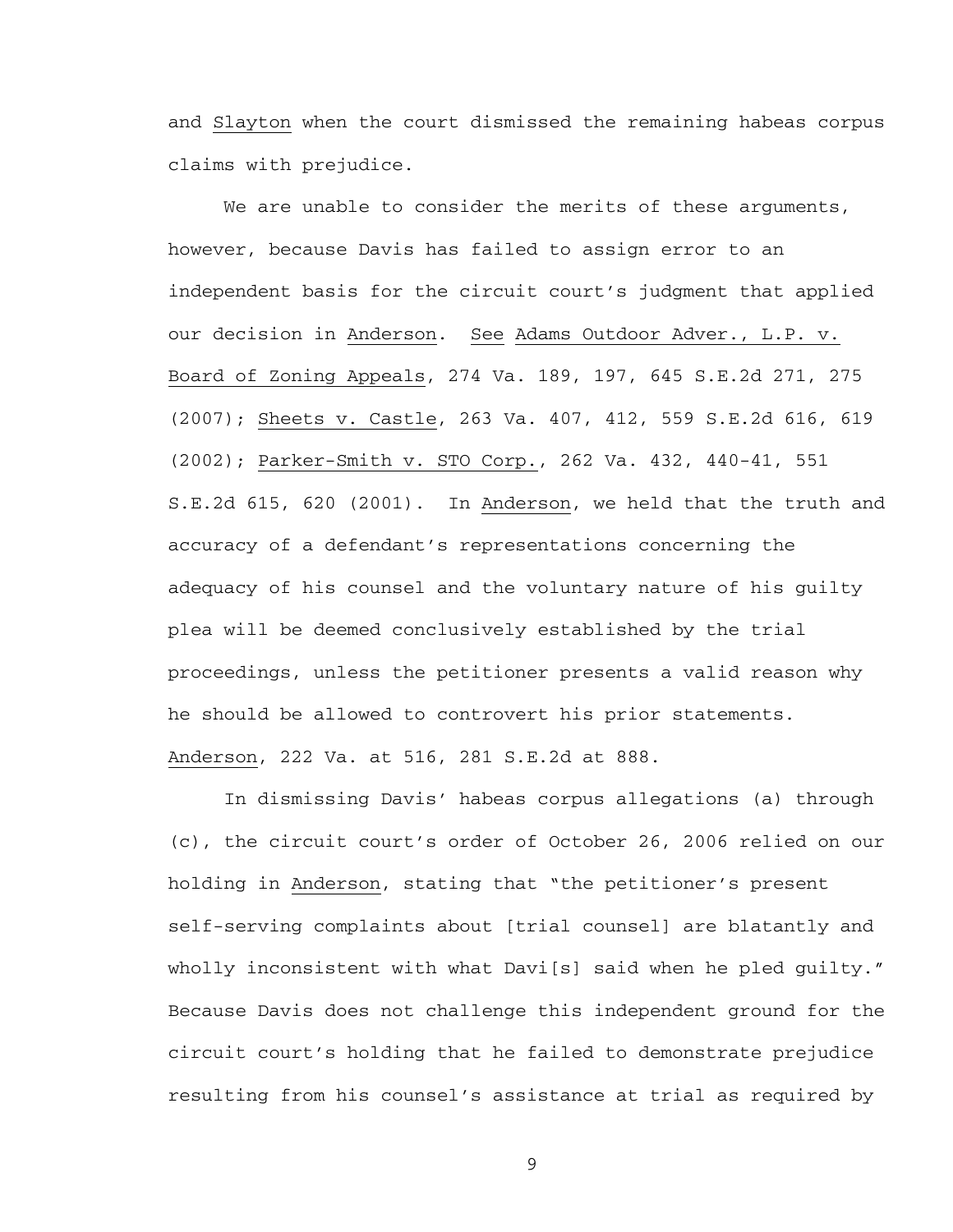and Slayton when the court dismissed the remaining habeas corpus claims with prejudice.

We are unable to consider the merits of these arguments, however, because Davis has failed to assign error to an independent basis for the circuit court's judgment that applied our decision in Anderson. See Adams Outdoor Adver., L.P. v. Board of Zoning Appeals, 274 Va. 189, 197, 645 S.E.2d 271, 275 (2007); Sheets v. Castle, 263 Va. 407, 412, 559 S.E.2d 616, 619 (2002); Parker-Smith v. STO Corp., 262 Va. 432, 440-41, 551 S.E.2d 615, 620 (2001). In Anderson, we held that the truth and accuracy of a defendant's representations concerning the adequacy of his counsel and the voluntary nature of his guilty plea will be deemed conclusively established by the trial proceedings, unless the petitioner presents a valid reason why he should be allowed to controvert his prior statements. Anderson, 222 Va. at 516, 281 S.E.2d at 888.

In dismissing Davis' habeas corpus allegations (a) through (c), the circuit court's order of October 26, 2006 relied on our holding in Anderson, stating that "the petitioner's present self-serving complaints about [trial counsel] are blatantly and wholly inconsistent with what Davi[s] said when he pled guilty." Because Davis does not challenge this independent ground for the circuit court's holding that he failed to demonstrate prejudice resulting from his counsel's assistance at trial as required by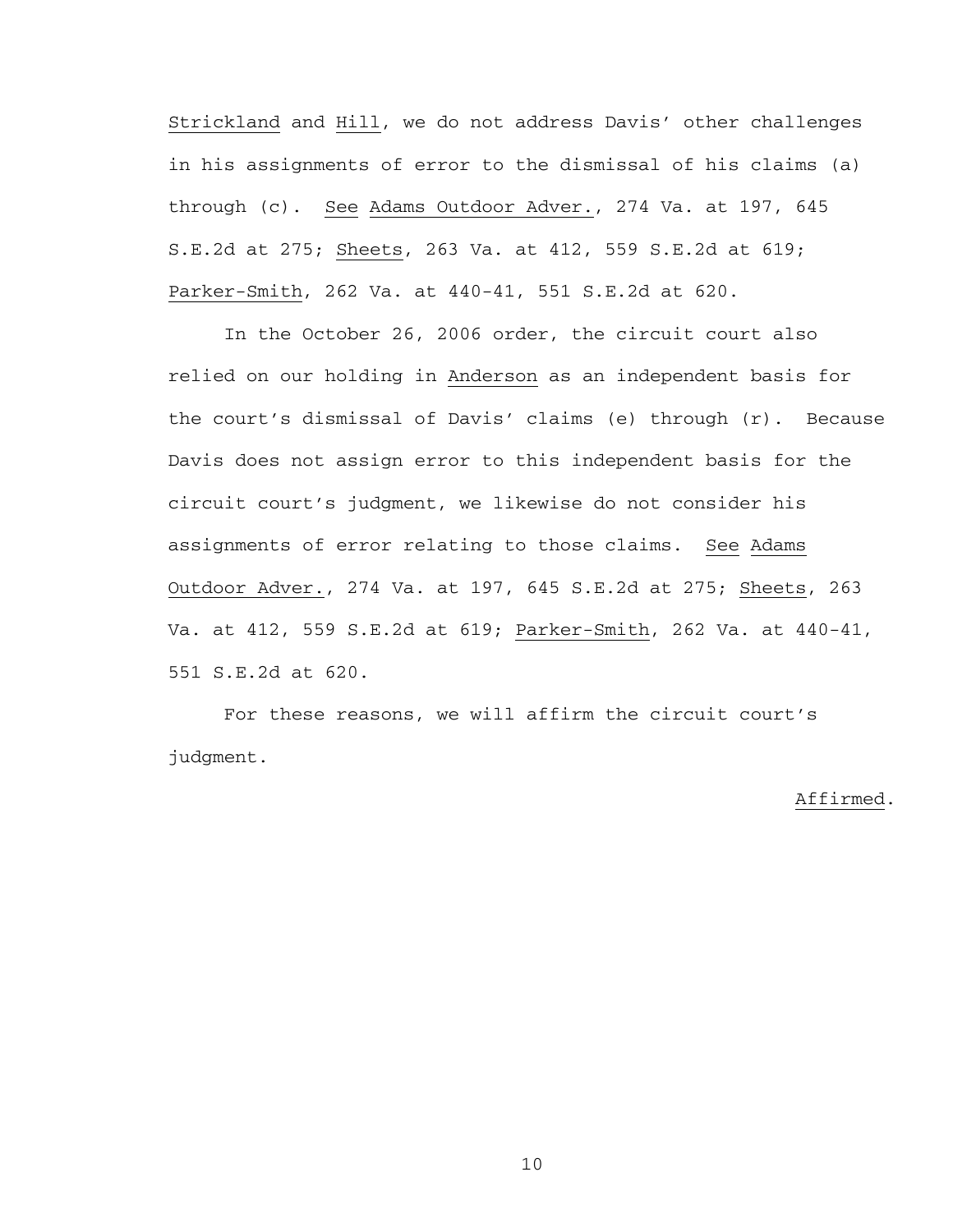Strickland and Hill, we do not address Davis' other challenges in his assignments of error to the dismissal of his claims (a) through (c). See Adams Outdoor Adver., 274 Va. at 197, 645 S.E.2d at 275; Sheets, 263 Va. at 412, 559 S.E.2d at 619; Parker-Smith, 262 Va. at 440-41, 551 S.E.2d at 620.

In the October 26, 2006 order, the circuit court also relied on our holding in Anderson as an independent basis for the court's dismissal of Davis' claims (e) through (r). Because Davis does not assign error to this independent basis for the circuit court's judgment, we likewise do not consider his assignments of error relating to those claims. See Adams Outdoor Adver., 274 Va. at 197, 645 S.E.2d at 275; Sheets, 263 Va. at 412, 559 S.E.2d at 619; Parker-Smith, 262 Va. at 440-41, 551 S.E.2d at 620.

For these reasons, we will affirm the circuit court's judgment.

Affirmed.